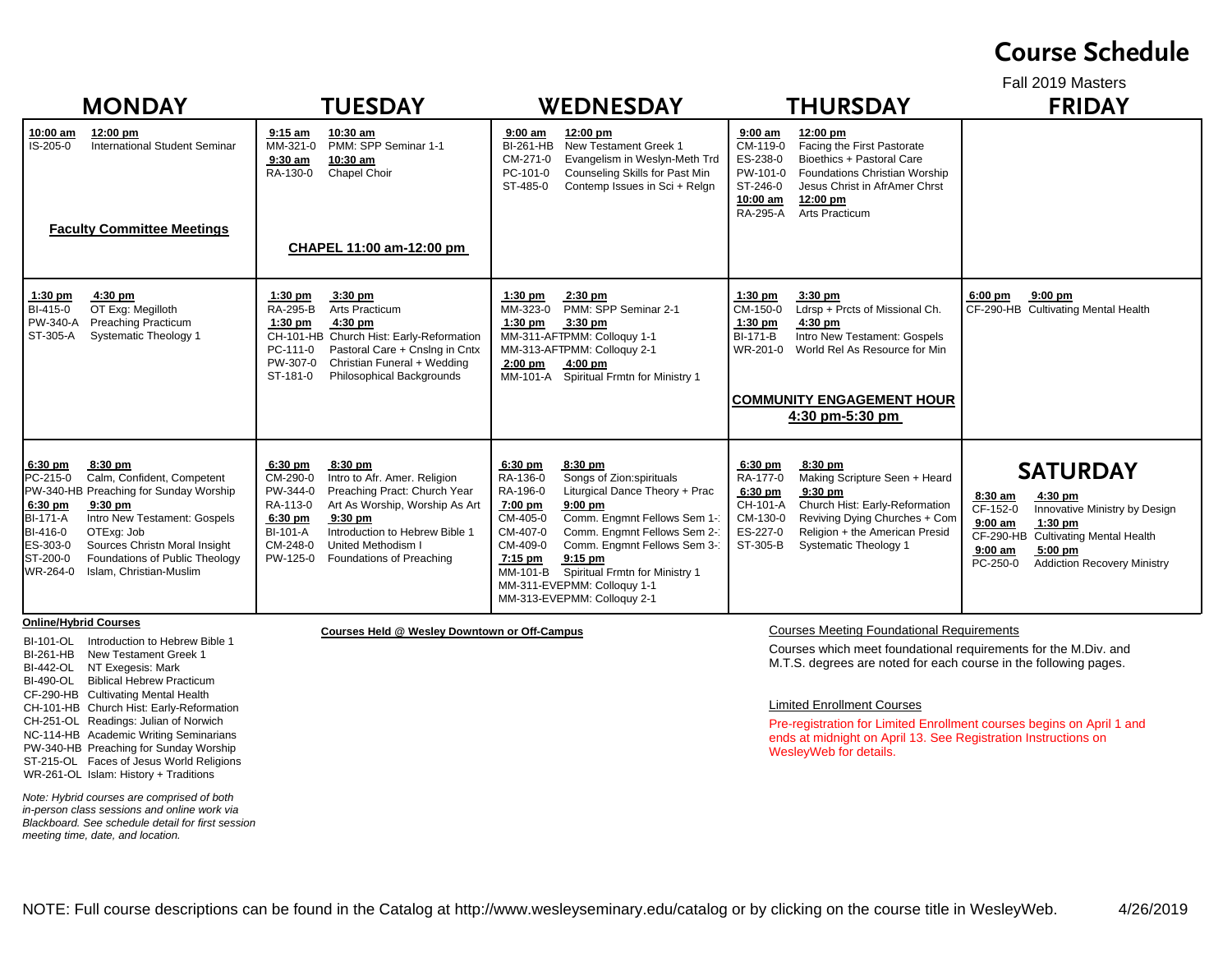# Course Schedule

Fall 2019 Masters

## MONDAY

**10:00 am – 12:00 pm**
IS-205-0 International Student Seminar

**Faculty Committee Meetings**

**1:30 pm – 4:30 pm**
BI-415-0 OT Exg: Megilloth
PW-340-A Preaching Practicum
ST-305-A Systematic Theology 1

**6:30 pm – 8:30 pm**
PC-215-0 Calm, Confident, Competent
PW-340-HB Preaching for Sunday Worship

**6:30 pm – 9:30 pm**
BI-171-A Intro New Testament: Gospels
BI-416-0 OTExg: Job
ES-303-0 Sources Christn Moral Insight
ST-200-0 Foundations of Public Theology
WR-264-0 Islam, Christian-Muslim

## TUESDAY

**9:15 am – 10:30 am**
MM-321-0 PMM: SPP Seminar 1-1

**9:30 am – 10:30 am**
RA-130-0 Chapel Choir

**CHAPEL 11:00 am-12:00 pm**

**1:30 pm – 3:30 pm**
RA-295-B Arts Practicum

**1:30 pm – 4:30 pm**
CH-101-HB Church Hist: Early-Reformation
PC-111-0 Pastoral Care + Cnslng in Cntx
PW-307-0 Christian Funeral + Wedding
ST-181-0 Philosophical Backgrounds

**6:30 pm – 8:30 pm**
CM-290-0 Intro to Afr. Amer. Religion
PW-344-0 Preaching Pract: Church Year
RA-113-0 Art As Worship, Worship As Art

**6:30 pm – 9:30 pm**
BI-101-A Introduction to Hebrew Bible 1
CM-248-0 United Methodism I
PW-125-0 Foundations of Preaching

## WEDNESDAY

**9:00 am – 12:00 pm**
BI-261-HB New Testament Greek 1
CM-271-0 Evangelism in Weslyn-Meth Trd
PC-101-0 Counseling Skills for Past Min
ST-485-0 Contemp Issues in Sci + Relgn

**1:30 pm – 2:30 pm**
MM-323-0 PMM: SPP Seminar 2-1

**1:30 pm – 3:30 pm**
MM-311-AFTPMM: Colloquy 1-1
MM-313-AFTPMM: Colloquy 2-1

**2:00 pm – 4:00 pm**
MM-101-A Spiritual Frmtn for Ministry 1

**6:30 pm – 8:30 pm**
RA-136-0 Songs of Zion:spirituals
RA-196-0 Liturgical Dance Theory + Prac

**7:00 pm – 9:00 pm**
CM-405-0 Comm. Engmnt Fellows Sem 1-
CM-407-0 Comm. Engmnt Fellows Sem 2-
CM-409-0 Comm. Engmnt Fellows Sem 3-

**7:15 pm – 9:15 pm**
MM-101-B Spiritual Frmtn for Ministry 1
MM-311-EVEPMM: Colloquy 1-1
MM-313-EVEPMM: Colloquy 2-1

## THURSDAY

**9:00 am – 12:00 pm**
CM-119-0 Facing the First Pastorate
ES-238-0 Bioethics + Pastoral Care
PW-101-0 Foundations Christian Worship
ST-246-0 Jesus Christ in AfrAmer Chrst

**10:00 am – 12:00 pm**
RA-295-A Arts Practicum

**1:30 pm – 3:30 pm**
CM-150-0 Ldrsp + Prcts of Missional Ch.

**1:30 pm – 4:30 pm**
BI-171-B Intro New Testament: Gospels
WR-201-0 World Rel As Resource for Min

**COMMUNITY ENGAGEMENT HOUR 4:30 pm-5:30 pm**

**6:30 pm – 8:30 pm**
RA-177-0 Making Scripture Seen + Heard

**6:30 pm – 9:30 pm**
CH-101-A Church Hist: Early-Reformation
CM-130-0 Reviving Dying Churches + Com
ES-227-0 Religion + the American Presid
ST-305-B Systematic Theology 1

## FRIDAY

**6:00 pm – 9:00 pm**
CF-290-HB Cultivating Mental Health

## SATURDAY

**8:30 am – 4:30 pm**
CF-152-0 Innovative Ministry by Design

**9:00 am – 1:30 pm**
CF-290-HB Cultivating Mental Health

**9:00 am – 5:00 pm**
PC-250-0 Addiction Recovery Ministry

---

**Online/Hybrid Courses**

BI-101-OL Introduction to Hebrew Bible 1
BI-261-HB New Testament Greek 1
BI-442-OL NT Exegesis: Mark
BI-490-OL Biblical Hebrew Practicum
CF-290-HB Cultivating Mental Health
CH-101-HB Church Hist: Early-Reformation
CH-251-OL Readings: Julian of Norwich
NC-114-HB Academic Writing Seminarians
PW-340-HB Preaching for Sunday Worship
ST-215-OL Faces of Jesus World Religions
WR-261-OL Islam: History + Traditions

*Note: Hybrid courses are comprised of both in-person class sessions and online work via Blackboard. See schedule detail for first session meeting time, date, and location.*

**Courses Held @ Wesley Downtown or Off-Campus**

Courses Meeting Foundational Requirements

Courses which meet foundational requirements for the M.Div. and M.T.S. degrees are noted for each course in the following pages.

Limited Enrollment Courses

Pre-registration for Limited Enrollment courses begins on April 1 and ends at midnight on April 13. See Registration Instructions on WesleyWeb for details.

NOTE: Full course descriptions can be found in the Catalog at http://www.wesleyseminary.edu/catalog or by clicking on the course title in WesleyWeb.

4/26/2019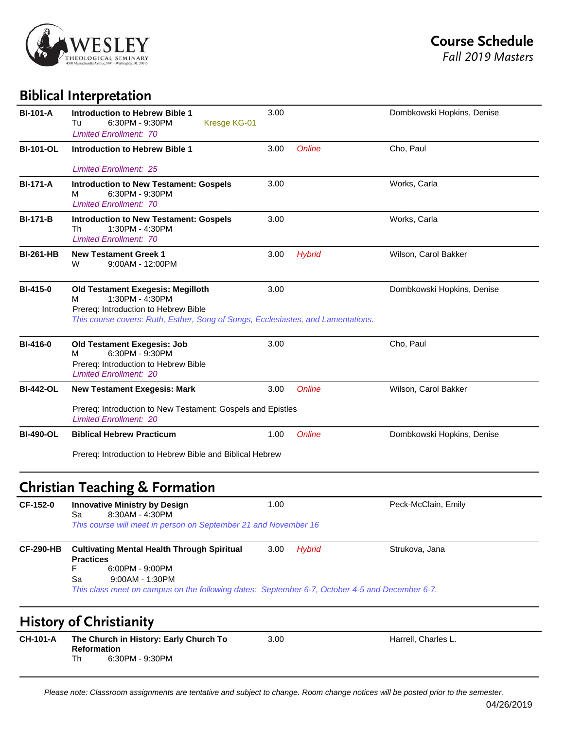Course Schedule
*Fall 2019 Masters*

## Biblical Interpretation

| Course | Title / Schedule | Credits | Format | Instructor |
|---|---|---|---|---|
| **BI-101-A** | **Introduction to Hebrew Bible 1**<br>Tu 6:30PM - 9:30PM Kresge KG-01<br>*Limited Enrollment: 70* | 3.00 | | Dombkowski Hopkins, Denise |
| **BI-101-OL** | **Introduction to Hebrew Bible 1**<br>*Limited Enrollment: 25* | 3.00 | *Online* | Cho, Paul |
| **BI-171-A** | **Introduction to New Testament: Gospels**<br>M 6:30PM - 9:30PM<br>*Limited Enrollment: 70* | 3.00 | | Works, Carla |
| **BI-171-B** | **Introduction to New Testament: Gospels**<br>Th 1:30PM - 4:30PM<br>*Limited Enrollment: 70* | 3.00 | | Works, Carla |
| **BI-261-HB** | **New Testament Greek 1**<br>W 9:00AM - 12:00PM | 3.00 | *Hybrid* | Wilson, Carol Bakker |
| **BI-415-0** | **Old Testament Exegesis: Megilloth**<br>M 1:30PM - 4:30PM<br>Prereq: Introduction to Hebrew Bible<br>*This course covers: Ruth, Esther, Song of Songs, Ecclesiastes, and Lamentations.* | 3.00 | | Dombkowski Hopkins, Denise |
| **BI-416-0** | **Old Testament Exegesis: Job**<br>M 6:30PM - 9:30PM<br>Prereq: Introduction to Hebrew Bible<br>*Limited Enrollment: 20* | 3.00 | | Cho, Paul |
| **BI-442-OL** | **New Testament Exegesis: Mark**<br>Prereq: Introduction to New Testament: Gospels and Epistles<br>*Limited Enrollment: 20* | 3.00 | *Online* | Wilson, Carol Bakker |
| **BI-490-OL** | **Biblical Hebrew Practicum**<br>Prereq: Introduction to Hebrew Bible and Biblical Hebrew | 1.00 | *Online* | Dombkowski Hopkins, Denise |

## Christian Teaching & Formation

| Course | Title / Schedule | Credits | Format | Instructor |
|---|---|---|---|---|
| **CF-152-0** | **Innovative Ministry by Design**<br>Sa 8:30AM - 4:30PM<br>*This course will meet in person on September 21 and November 16* | 1.00 | | Peck-McClain, Emily |
| **CF-290-HB** | **Cultivating Mental Health Through Spiritual Practices**<br>F 6:00PM - 9:00PM<br>Sa 9:00AM - 1:30PM<br>*This class meet on campus on the following dates: September 6-7, October 4-5 and December 6-7.* | 3.00 | *Hybrid* | Strukova, Jana |

## History of Christianity

| Course | Title / Schedule | Credits | Format | Instructor |
|---|---|---|---|---|
| **CH-101-A** | **The Church in History: Early Church To Reformation**<br>Th 6:30PM - 9:30PM | 3.00 | | Harrell, Charles L. |

*Please note: Classroom assignments are tentative and subject to change. Room change notices will be posted prior to the semester.*

04/26/2019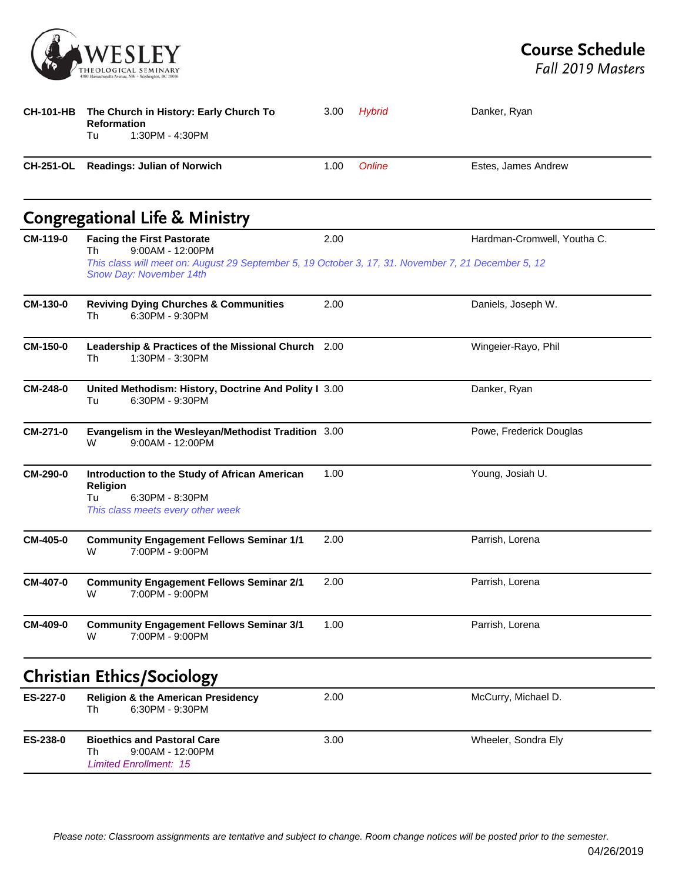WESLEY THEOLOGICAL SEMINARY
4500 Massachusetts Avenue, NW • Washington, DC 20016

# Course Schedule
*Fall 2019 Masters*

| Course | Title / Schedule | Credits | Format | Instructor |
|---|---|---|---|---|
| **CH-101-HB** | **The Church in History: Early Church To Reformation**<br>Tu 1:30PM - 4:30PM | 3.00 | *Hybrid* | Danker, Ryan |
| **CH-251-OL** | **Readings: Julian of Norwich** | 1.00 | *Online* | Estes, James Andrew |

## Congregational Life & Ministry

| Course | Title / Schedule | Credits | Format | Instructor |
|---|---|---|---|---|
| **CM-119-0** | **Facing the First Pastorate**<br>Th 9:00AM - 12:00PM<br>*This class will meet on: August 29 September 5, 19 October 3, 17, 31. November 7, 21 December 5, 12*<br>*Snow Day: November 14th* | 2.00 | | Hardman-Cromwell, Youtha C. |
| **CM-130-0** | **Reviving Dying Churches & Communities**<br>Th 6:30PM - 9:30PM | 2.00 | | Daniels, Joseph W. |
| **CM-150-0** | **Leadership & Practices of the Missional Church**<br>Th 1:30PM - 3:30PM | 2.00 | | Wingeier-Rayo, Phil |
| **CM-248-0** | **United Methodism: History, Doctrine And Polity I**<br>Tu 6:30PM - 9:30PM | 3.00 | | Danker, Ryan |
| **CM-271-0** | **Evangelism in the Wesleyan/Methodist Tradition**<br>W 9:00AM - 12:00PM | 3.00 | | Powe, Frederick Douglas |
| **CM-290-0** | **Introduction to the Study of African American Religion**<br>Tu 6:30PM - 8:30PM<br>*This class meets every other week* | 1.00 | | Young, Josiah U. |
| **CM-405-0** | **Community Engagement Fellows Seminar 1/1**<br>W 7:00PM - 9:00PM | 2.00 | | Parrish, Lorena |
| **CM-407-0** | **Community Engagement Fellows Seminar 2/1**<br>W 7:00PM - 9:00PM | 2.00 | | Parrish, Lorena |
| **CM-409-0** | **Community Engagement Fellows Seminar 3/1**<br>W 7:00PM - 9:00PM | 1.00 | | Parrish, Lorena |

## Christian Ethics/Sociology

| Course | Title / Schedule | Credits | Format | Instructor |
|---|---|---|---|---|
| **ES-227-0** | **Religion & the American Presidency**<br>Th 6:30PM - 9:30PM | 2.00 | | McCurry, Michael D. |
| **ES-238-0** | **Bioethics and Pastoral Care**<br>Th 9:00AM - 12:00PM<br>*Limited Enrollment: 15* | 3.00 | | Wheeler, Sondra Ely |

*Please note: Classroom assignments are tentative and subject to change. Room change notices will be posted prior to the semester.*

04/26/2019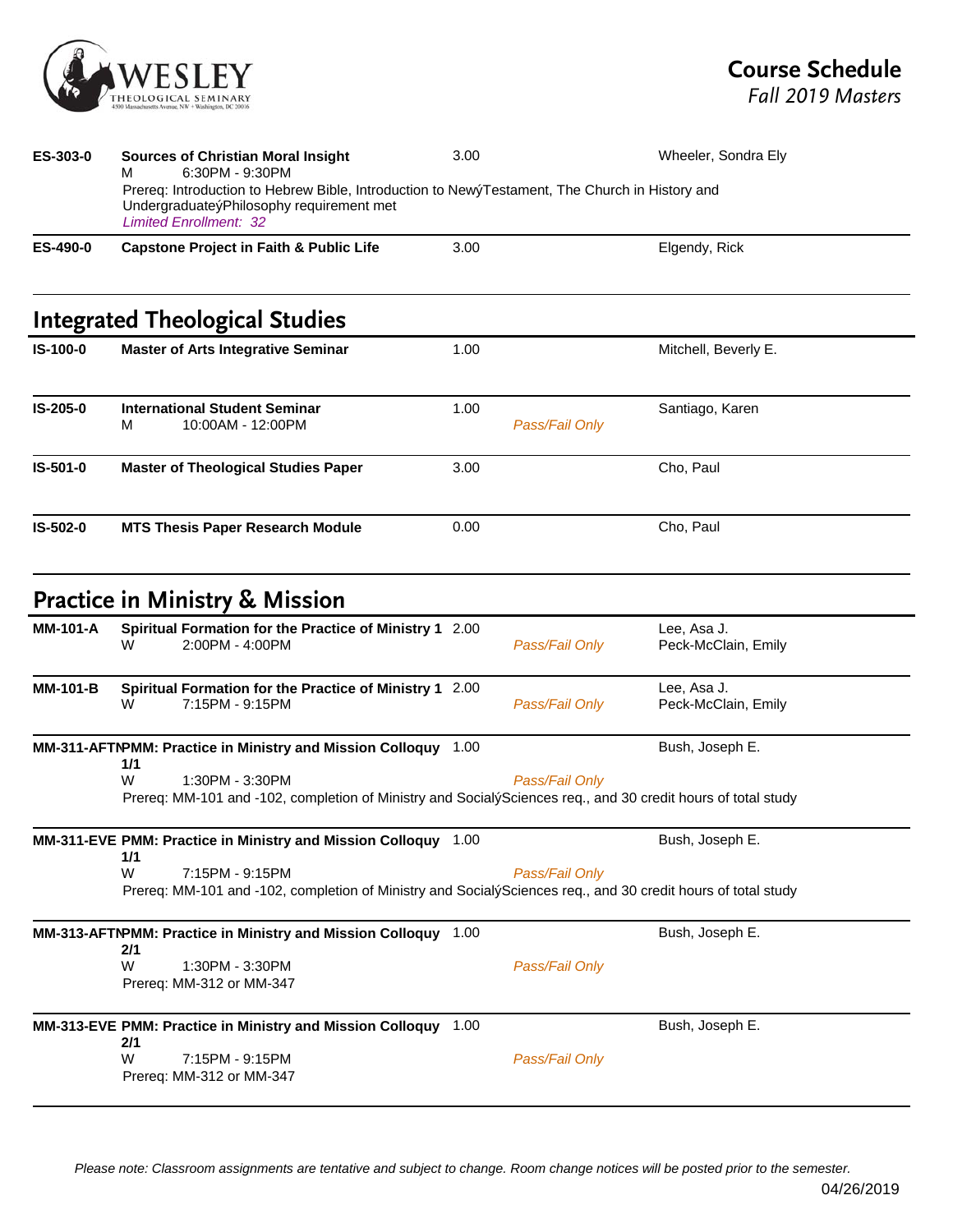| | | | | |
|---|---|---|---|---|
| **ES-303-0** | **Sources of Christian Moral Insight**<br>M 6:30PM - 9:30PM<br>Prereq: Introduction to Hebrew Bible, Introduction to NewýTestament, The Church in History and UndergraduateýPhilosophy requirement met<br>*Limited Enrollment: 32* | 3.00 | | Wheeler, Sondra Ely |
| **ES-490-0** | **Capstone Project in Faith & Public Life** | 3.00 | | Elgendy, Rick |

## Integrated Theological Studies

| | | | | |
|---|---|---|---|---|
| **IS-100-0** | **Master of Arts Integrative Seminar** | 1.00 | | Mitchell, Beverly E. |
| **IS-205-0** | **International Student Seminar**<br>M 10:00AM - 12:00PM | 1.00 | *Pass/Fail Only* | Santiago, Karen |
| **IS-501-0** | **Master of Theological Studies Paper** | 3.00 | | Cho, Paul |
| **IS-502-0** | **MTS Thesis Paper Research Module** | 0.00 | | Cho, Paul |

## Practice in Ministry & Mission

| | | | | |
|---|---|---|---|---|
| **MM-101-A** | **Spiritual Formation for the Practice of Ministry 1**<br>W 2:00PM - 4:00PM | 2.00 | *Pass/Fail Only* | Lee, Asa J.<br>Peck-McClain, Emily |
| **MM-101-B** | **Spiritual Formation for the Practice of Ministry 1**<br>W 7:15PM - 9:15PM | 2.00 | *Pass/Fail Only* | Lee, Asa J.<br>Peck-McClain, Emily |
| **MM-311-AFTN** | **PMM: Practice in Ministry and Mission Colloquy 1/1**<br>W 1:30PM - 3:30PM<br>Prereq: MM-101 and -102, completion of Ministry and SocialýSciences req., and 30 credit hours of total study | 1.00 | *Pass/Fail Only* | Bush, Joseph E. |
| **MM-311-EVE** | **PMM: Practice in Ministry and Mission Colloquy 1/1**<br>W 7:15PM - 9:15PM<br>Prereq: MM-101 and -102, completion of Ministry and SocialýSciences req., and 30 credit hours of total study | 1.00 | *Pass/Fail Only* | Bush, Joseph E. |
| **MM-313-AFTN** | **PMM: Practice in Ministry and Mission Colloquy 2/1**<br>W 1:30PM - 3:30PM<br>Prereq: MM-312 or MM-347 | 1.00 | *Pass/Fail Only* | Bush, Joseph E. |
| **MM-313-EVE** | **PMM: Practice in Ministry and Mission Colloquy 2/1**<br>W 7:15PM - 9:15PM<br>Prereq: MM-312 or MM-347 | 1.00 | *Pass/Fail Only* | Bush, Joseph E. |

*Please note: Classroom assignments are tentative and subject to change. Room change notices will be posted prior to the semester.*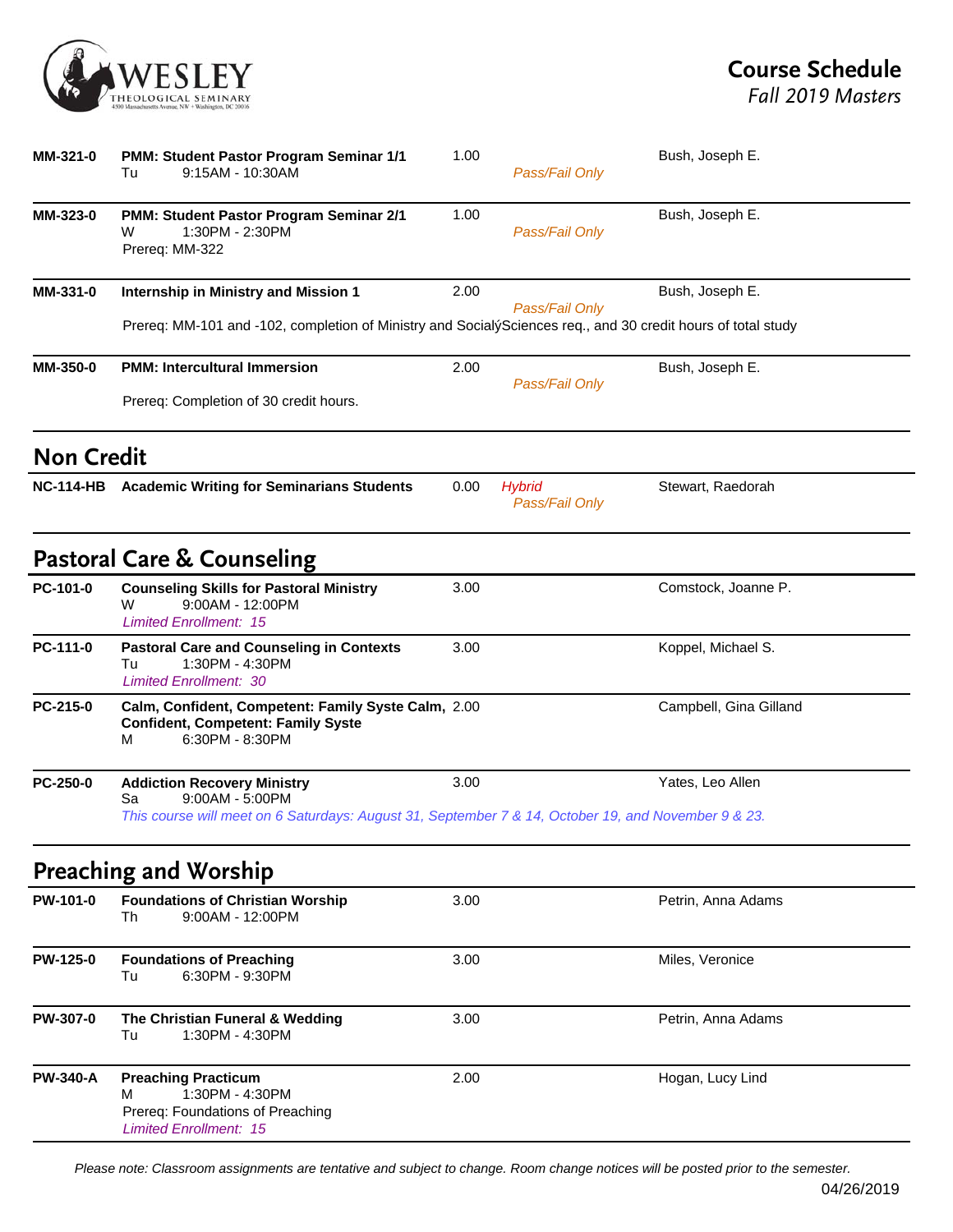| | | | | |
|---|---|---|---|---|
| **MM-321-0** | **PMM: Student Pastor Program Seminar 1/1**<br>Tu 9:15AM - 10:30AM | 1.00 | *Pass/Fail Only* | Bush, Joseph E. |
| **MM-323-0** | **PMM: Student Pastor Program Seminar 2/1**<br>W 1:30PM - 2:30PM<br>Prereq: MM-322 | 1.00 | *Pass/Fail Only* | Bush, Joseph E. |
| **MM-331-0** | **Internship in Ministry and Mission 1**<br>Prereq: MM-101 and -102, completion of Ministry and SocialýSciences req., and 30 credit hours of total study | 2.00 | *Pass/Fail Only* | Bush, Joseph E. |
| **MM-350-0** | **PMM: Intercultural Immersion**<br>Prereq: Completion of 30 credit hours. | 2.00 | *Pass/Fail Only* | Bush, Joseph E. |

## Non Credit

| | | | | |
|---|---|---|---|---|
| **NC-114-HB** | **Academic Writing for Seminarians Students** | 0.00 | *Hybrid*<br>*Pass/Fail Only* | Stewart, Raedorah |

## Pastoral Care & Counseling

| | | | | |
|---|---|---|---|---|
| **PC-101-0** | **Counseling Skills for Pastoral Ministry**<br>W 9:00AM - 12:00PM<br>*Limited Enrollment: 15* | 3.00 | | Comstock, Joanne P. |
| **PC-111-0** | **Pastoral Care and Counseling in Contexts**<br>Tu 1:30PM - 4:30PM<br>*Limited Enrollment: 30* | 3.00 | | Koppel, Michael S. |
| **PC-215-0** | **Calm, Confident, Competent: Family Syste Calm, Confident, Competent: Family Syste**<br>M 6:30PM - 8:30PM | 2.00 | | Campbell, Gina Gilland |
| **PC-250-0** | **Addiction Recovery Ministry**<br>Sa 9:00AM - 5:00PM<br>*This course will meet on 6 Saturdays: August 31, September 7 & 14, October 19, and November 9 & 23.* | 3.00 | | Yates, Leo Allen |

## Preaching and Worship

| | | | | |
|---|---|---|---|---|
| **PW-101-0** | **Foundations of Christian Worship**<br>Th 9:00AM - 12:00PM | 3.00 | | Petrin, Anna Adams |
| **PW-125-0** | **Foundations of Preaching**<br>Tu 6:30PM - 9:30PM | 3.00 | | Miles, Veronice |
| **PW-307-0** | **The Christian Funeral & Wedding**<br>Tu 1:30PM - 4:30PM | 3.00 | | Petrin, Anna Adams |
| **PW-340-A** | **Preaching Practicum**<br>M 1:30PM - 4:30PM<br>Prereq: Foundations of Preaching<br>*Limited Enrollment: 15* | 2.00 | | Hogan, Lucy Lind |

*Please note: Classroom assignments are tentative and subject to change. Room change notices will be posted prior to the semester.*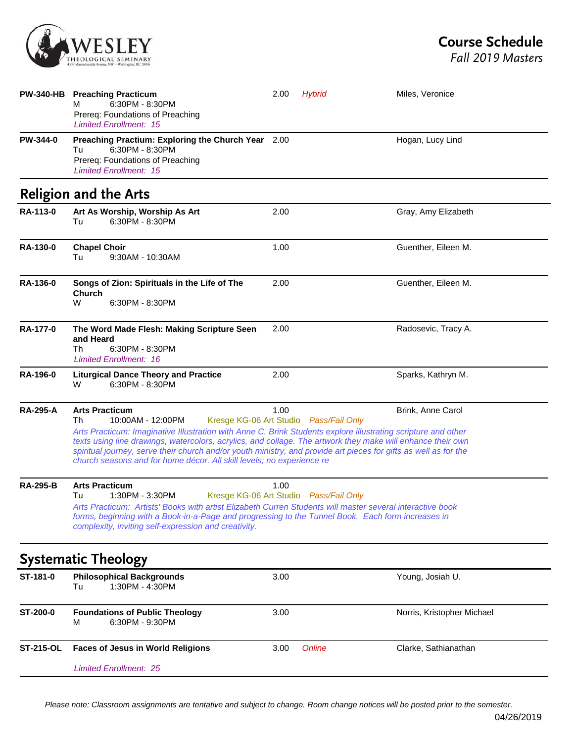| | | | | |
|---|---|---|---|---|
| **PW-340-HB** | **Preaching Practicum**<br>M 6:30PM - 8:30PM<br>Prereq: Foundations of Preaching<br>*Limited Enrollment: 15* | 2.00 | *Hybrid* | Miles, Veronice |
| **PW-344-0** | **Preaching Practium: Exploring the Church Year**<br>Tu 6:30PM - 8:30PM<br>Prereq: Foundations of Preaching<br>*Limited Enrollment: 15* | 2.00 | | Hogan, Lucy Lind |

## Religion and the Arts

| | | | | |
|---|---|---|---|---|
| **RA-113-0** | **Art As Worship, Worship As Art**<br>Tu 6:30PM - 8:30PM | 2.00 | | Gray, Amy Elizabeth |
| **RA-130-0** | **Chapel Choir**<br>Tu 9:30AM - 10:30AM | 1.00 | | Guenther, Eileen M. |
| **RA-136-0** | **Songs of Zion: Spirituals in the Life of The Church**<br>W 6:30PM - 8:30PM | 2.00 | | Guenther, Eileen M. |
| **RA-177-0** | **The Word Made Flesh: Making Scripture Seen and Heard**<br>Th 6:30PM - 8:30PM<br>*Limited Enrollment: 16* | 2.00 | | Radosevic, Tracy A. |
| **RA-196-0** | **Liturgical Dance Theory and Practice**<br>W 6:30PM - 8:30PM | 2.00 | | Sparks, Kathryn M. |
| **RA-295-A** | **Arts Practicum**<br>Th 10:00AM - 12:00PM Kresge KG-06 Art Studio<br>*Arts Practicum: Imaginative Illustration with Anne C. Brink Students explore illustrating scripture and other texts using line drawings, watercolors, acrylics, and collage. The artwork they make will enhance their own spiritual journey, serve their church and/or youth ministry, and provide art pieces for gifts as well as for the church seasons and for home décor. All skill levels; no experience re* | 1.00 | *Pass/Fail Only* | Brink, Anne Carol |
| **RA-295-B** | **Arts Practicum**<br>Tu 1:30PM - 3:30PM Kresge KG-06 Art Studio<br>*Arts Practicum: Artists' Books with artist Elizabeth Curren Students will master several interactive book forms, beginning with a Book-in-a-Page and progressing to the Tunnel Book. Each form increases in complexity, inviting self-expression and creativity.* | 1.00 | *Pass/Fail Only* | |

## Systematic Theology

| | | | | |
|---|---|---|---|---|
| **ST-181-0** | **Philosophical Backgrounds**<br>Tu 1:30PM - 4:30PM | 3.00 | | Young, Josiah U. |
| **ST-200-0** | **Foundations of Public Theology**<br>M 6:30PM - 9:30PM | 3.00 | | Norris, Kristopher Michael |
| **ST-215-OL** | **Faces of Jesus in World Religions**<br>*Limited Enrollment: 25* | 3.00 | *Online* | Clarke, Sathianathan |

*Please note: Classroom assignments are tentative and subject to change. Room change notices will be posted prior to the semester.*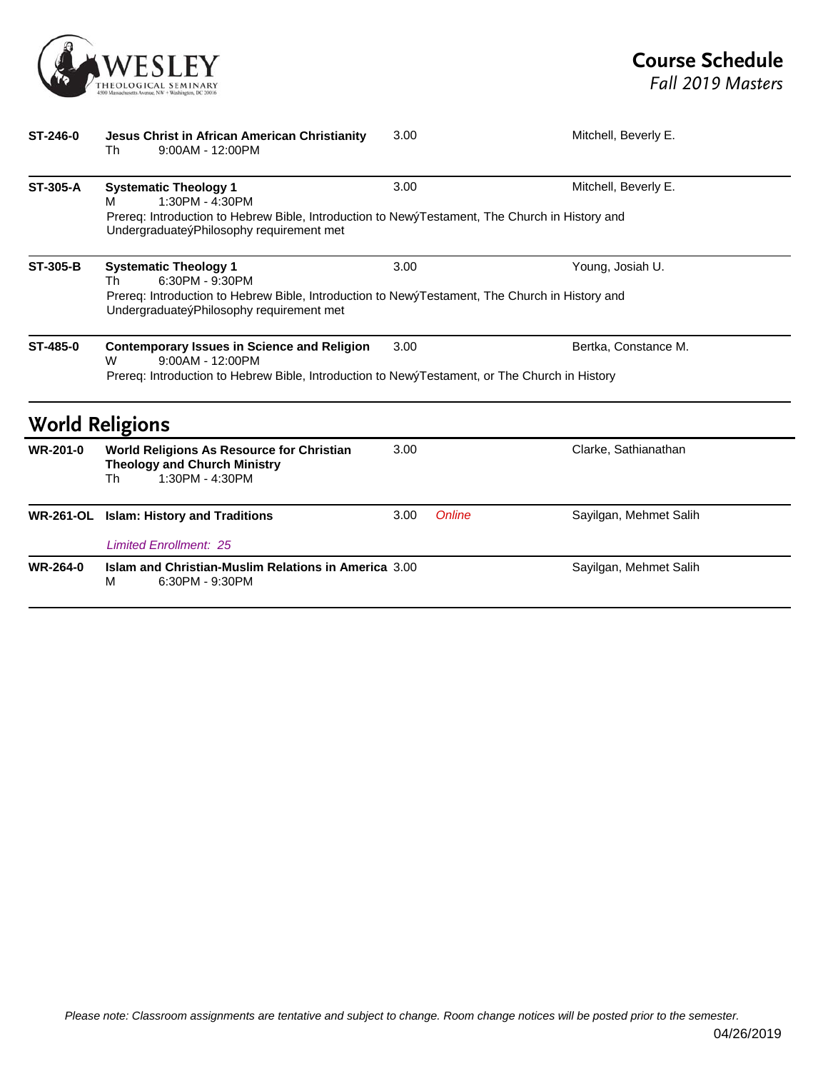# Course Schedule
*Fall 2019 Masters*

| | | | | |
|---|---|---|---|---|
| **ST-246-0** | **Jesus Christ in African American Christianity**<br>Th 9:00AM - 12:00PM | 3.00 | | Mitchell, Beverly E. |
| **ST-305-A** | **Systematic Theology 1**<br>M 1:30PM - 4:30PM<br>Prereq: Introduction to Hebrew Bible, Introduction to NewýTestament, The Church in History and UndergraduateýPhilosophy requirement met | 3.00 | | Mitchell, Beverly E. |
| **ST-305-B** | **Systematic Theology 1**<br>Th 6:30PM - 9:30PM<br>Prereq: Introduction to Hebrew Bible, Introduction to NewýTestament, The Church in History and UndergraduateýPhilosophy requirement met | 3.00 | | Young, Josiah U. |
| **ST-485-0** | **Contemporary Issues in Science and Religion**<br>W 9:00AM - 12:00PM<br>Prereq: Introduction to Hebrew Bible, Introduction to NewýTestament, or The Church in History | 3.00 | | Bertka, Constance M. |

## World Religions

| | | | | |
|---|---|---|---|---|
| **WR-201-0** | **World Religions As Resource for Christian Theology and Church Ministry**<br>Th 1:30PM - 4:30PM | 3.00 | | Clarke, Sathianathan |
| **WR-261-OL** | **Islam: History and Traditions**<br>*Limited Enrollment: 25* | 3.00 | *Online* | Sayilgan, Mehmet Salih |
| **WR-264-0** | **Islam and Christian-Muslim Relations in America**<br>M 6:30PM - 9:30PM | 3.00 | | Sayilgan, Mehmet Salih |

*Please note: Classroom assignments are tentative and subject to change. Room change notices will be posted prior to the semester.*

04/26/2019